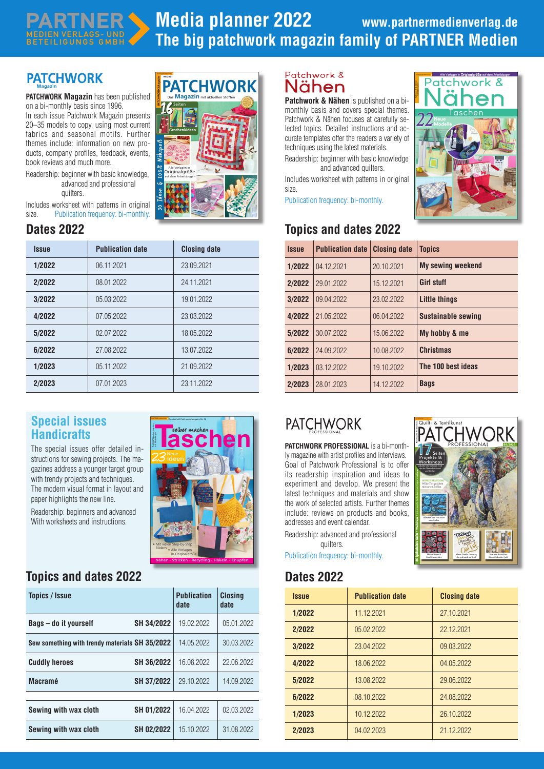# Media planner 2022

**www.partnermedienverlag.de**

## The big patchwork magazin family of PARTNER Medien

PARTNER MEDIEN VERLAGS- UND BETEILIGUNGS GMBH

## PATCHWORK Magazin

**PATCHWORK Magazin** has been published on a bi-monthly basis since 1996.
In each issue Patchwork Magazin presents 20–35 models to copy, using most current fabrics and seasonal motifs. Further themes include: information on new products, company profiles, feedback, events, book reviews and much more.

Readership: beginner with basic knowledge, advanced and professional quilters.

Includes worksheet with patterns in original size. Publication frequency: bi-monthly.

### Dates 2022

| Issue | Publication date | Closing date |
|---|---|---|
| 1/2022 | 06.11.2021 | 23.09.2021 |
| 2/2022 | 08.01.2022 | 24.11.2021 |
| 3/2022 | 05.03.2022 | 19.01.2022 |
| 4/2022 | 07.05.2022 | 23.03.2022 |
| 5/2022 | 02.07.2022 | 18.05.2022 |
| 6/2022 | 27.08.2022 | 13.07.2022 |
| 1/2023 | 05.11.2022 | 21.09.2022 |
| 2/2023 | 07.01.2023 | 23.11.2022 |

## Patchwork & Nähen

**Patchwork & Nähen** is published on a bi-monthly basis and covers special themes. Patchwork & Nähen focuses at carefully selected topics. Detailed instructions and accurate templates offer the readers a variety of techniques using the latest materials.

Readership: beginner with basic knowledge and advanced quilters.

Includes worksheet with patterns in original size.

Publication frequency: bi-monthly.

### Topics and dates 2022

| Issue | Publication date | Closing date | Topics |
|---|---|---|---|
| 1/2022 | 04.12.2021 | 20.10.2021 | My sewing weekend |
| 2/2022 | 29.01.2022 | 15.12.2021 | Girl stuff |
| 3/2022 | 09.04.2022 | 23.02.2022 | Little things |
| 4/2022 | 21.05.2022 | 06.04.2022 | Sustainable sewing |
| 5/2022 | 30.07.2022 | 15.06.2022 | My hobby & me |
| 6/2022 | 24.09.2022 | 10.08.2022 | Christmas |
| 1/2023 | 03.12.2022 | 19.10.2022 | The 100 best ideas |
| 2/2023 | 28.01.2023 | 14.12.2022 | Bags |

## Special issues Handicrafts

The special issues offer detailed instructions for sewing projects. The magazines address a younger target group with trendy projects and techniques. The modern visual format in layout and paper highlights the new line.

Readership: beginners and advanced
With worksheets and instructions.

### Topics and dates 2022

| Topics / Issue | | Publication date | Closing date |
|---|---|---|---|
| Bags – do it yourself | SH 34/2022 | 19.02.2022 | 05.01.2022 |
| Sew something with trendy materials | SH 35/2022 | 14.05.2022 | 30.03.2022 |
| Cuddly heroes | SH 36/2022 | 16.08.2022 | 22.06.2022 |
| Macramé | SH 37/2022 | 29.10.2022 | 14.09.2022 |
| Sewing with wax cloth | SH 01/2022 | 16.04.2022 | 02.03.2022 |
| Sewing with wax cloth | SH 02/2022 | 15.10.2022 | 31.08.2022 |

## PATCHWORK PROFESSIONAL

**PATCHWORK PROFESSIONAL** is a bi-monthly magazine with artist profiles and interviews. Goal of Patchwork Professional is to offer its readership inspiration and ideas to experiment and develop. We present the latest techniques and materials and show the work of selected artists. Further themes include: reviews on products and books, addresses and event calendar.

Readership: advanced and professional quilters.

Publication frequency: bi-monthly.

### Dates 2022

| Issue | Publication date | Closing date |
|---|---|---|
| 1/2022 | 11.12.2021 | 27.10.2021 |
| 2/2022 | 05.02.2022 | 22.12.2021 |
| 3/2022 | 23.04.2022 | 09.03.2022 |
| 4/2022 | 18.06.2022 | 04.05.2022 |
| 5/2022 | 13.08.2022 | 29.06.2022 |
| 6/2022 | 08.10.2022 | 24.08.2022 |
| 1/2023 | 10.12.2022 | 26.10.2022 |
| 2/2023 | 04.02.2023 | 21.12.2022 |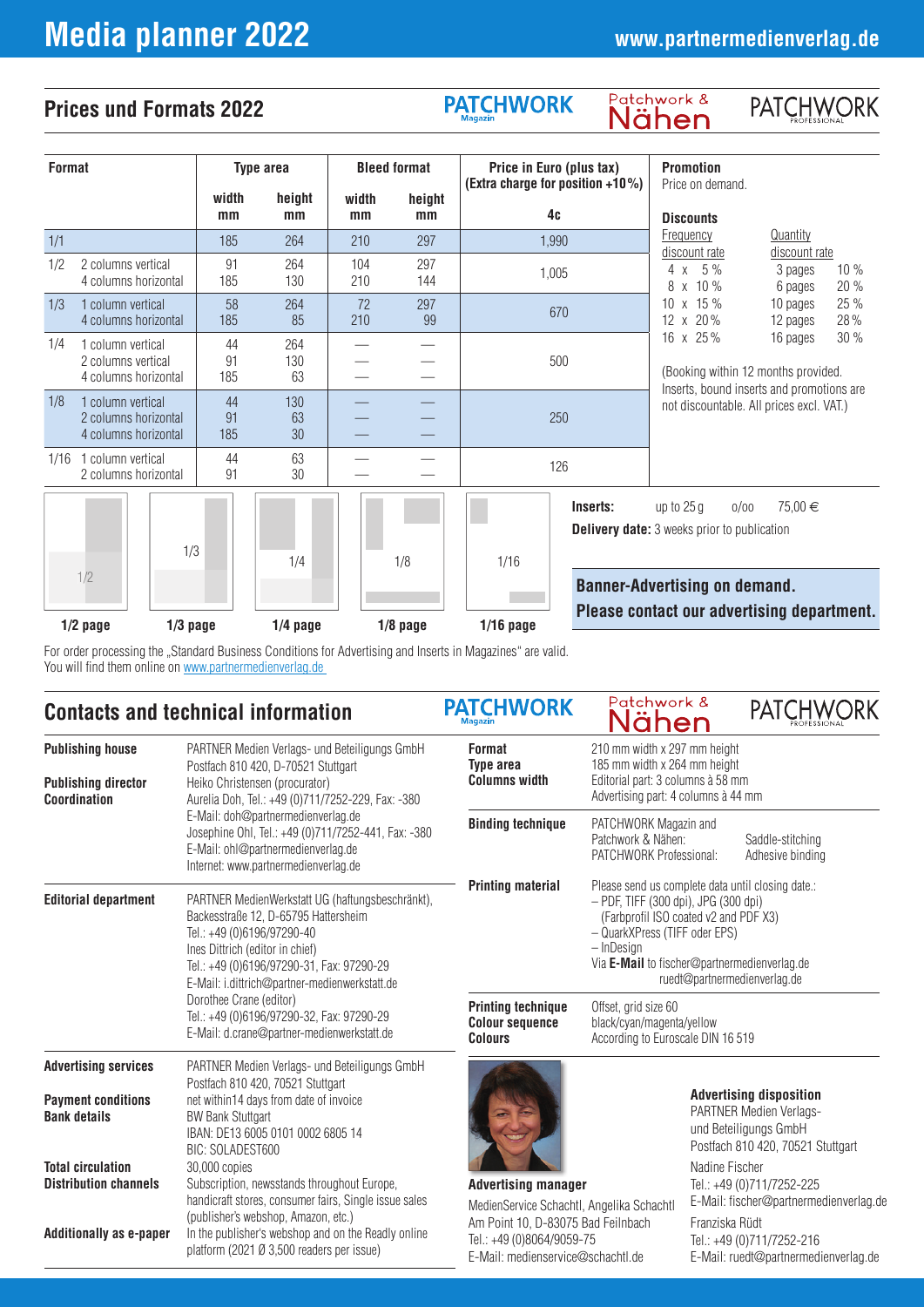# Media planner 2022

www.partnermedienverlag.de

## Prices und Formats 2022

PATCHWORK Magazin | Patchwork & Nähen | PATCHWORK PROFESSIONAL

| Format | | Type area | | Bleed format | | Price in Euro (plus tax) (Extra charge for position +10%) |
|---|---|---|---|---|---|---|
| | | width mm | height mm | width mm | height mm | 4c |
| 1/1 | | 185 | 264 | 210 | 297 | 1,990 |
| 1/2 | 2 columns vertical | 91 | 264 | 104 | 297 | 1,005 |
| | 4 columns horizontal | 185 | 130 | 210 | 144 | |
| 1/3 | 1 column vertical | 58 | 264 | 72 | 297 | 670 |
| | 4 columns horizontal | 185 | 85 | 210 | 99 | |
| 1/4 | 1 column vertical | 44 | 264 | — | — | 500 |
| | 2 columns vertical | 91 | 130 | — | — | |
| | 4 columns horizontal | 185 | 63 | — | — | |
| 1/8 | 1 column vertical | 44 | 130 | — | — | 250 |
| | 2 columns horizontal | 91 | 63 | — | — | |
| | 4 columns horizontal | 185 | 30 | — | — | |
| 1/16 | 1 column vertical | 44 | 63 | — | — | 126 |
| | 2 columns horizontal | 91 | 30 | — | — | |

**Promotion**
Price on demand.

**Discounts**

| Frequency discount rate | | Quantity discount rate | |
|---|---|---|---|
| 4 x | 5 % | 3 pages | 10 % |
| 8 x | 10 % | 6 pages | 20 % |
| 10 x | 15 % | 10 pages | 25 % |
| 12 x | 20% | 12 pages | 28 % |
| 16 x | 25% | 16 pages | 30 % |

(Booking within 12 months provided. Inserts, bound inserts and promotions are not discountable. All prices excl. VAT.)

1/2 page | 1/3 page | 1/4 page | 1/8 page | 1/16 page

**Inserts:** up to 25 g o/oo 75,00 €

**Delivery date:** 3 weeks prior to publication

**Banner-Advertising on demand.**
**Please contact our advertising department.**

For order processing the „Standard Business Conditions for Advertising and Inserts in Magazines" are valid.
You will find them online on www.partnermedienverlag.de

## Contacts and technical information

**Publishing house**
PARTNER Medien Verlags- und Beteiligungs GmbH
Postfach 810 420, D-70521 Stuttgart

**Publishing director**
Heiko Christensen (procurator)

**Coordination**
Aurelia Doh, Tel.: +49 (0)711/7252-229, Fax: -380
E-Mail: doh@partnermedienverlag.de
Josephine Ohl, Tel.: +49 (0)711/7252-441, Fax: -380
E-Mail: ohl@partnermedienverlag.de
Internet: www.partnermedienverlag.de

**Editorial department**
PARTNER MedienWerkstatt UG (haftungsbeschränkt),
Backesstraße 12, D-65795 Hattersheim
Tel.: +49 (0)6196/97290-40
Ines Dittrich (editor in chief)
Tel.: +49 (0)6196/97290-31, Fax: 97290-29
E-Mail: i.dittrich@partner-medienwerkstatt.de
Dorothee Crane (editor)
Tel.: +49 (0)6196/97290-32, Fax: 97290-29
E-Mail: d.crane@partner-medienwerkstatt.de

**Advertising services**
PARTNER Medien Verlags- und Beteiligungs GmbH
Postfach 810 420, 70521 Stuttgart

**Payment conditions**
net within14 days from date of invoice

**Bank details**
BW Bank Stuttgart
IBAN: DE13 6005 0101 0002 6805 14
BIC: SOLADEST600

**Total circulation**
30,000 copies

**Distribution channels**
Subscription, newsstands throughout Europe, handicraft stores, consumer fairs, Single issue sales (publisher's webshop, Amazon, etc.)

**Additionally as e-paper**
In the publisher's webshop and on the Readly online platform (2021 Ø 3,500 readers per issue)

**Format** 210 mm width x 297 mm height
**Type area** 185 mm width x 264 mm height
**Columns width** Editorial part: 3 columns à 58 mm
Advertising part: 4 columns à 44 mm

**Binding technique**
PATCHWORK Magazin and Patchwork & Nähen: Saddle-stitching
PATCHWORK Professional: Adhesive binding

**Printing material**
Please send us complete data until closing date.:
– PDF, TIFF (300 dpi), JPG (300 dpi)
(Farbprofil ISO coated v2 and PDF X3)
– QuarkXPress (TIFF oder EPS)
– InDesign
Via **E-Mail** to fischer@partnermedienverlag.de
ruedt@partnermedienverlag.de

**Printing technique** Offset, grid size 60
**Colour sequence** black/cyan/magenta/yellow
**Colours** According to Euroscale DIN 16 519

**Advertising manager**
MedienService Schachtl, Angelika Schachtl
Am Point 10, D-83075 Bad Feilnbach
Tel.: +49 (0)8064/9059-75
E-Mail: medienservice@schachtl.de

**Advertising disposition**
PARTNER Medien Verlags- und Beteiligungs GmbH
Postfach 810 420, 70521 Stuttgart
Nadine Fischer
Tel.: +49 (0)711/7252-225
E-Mail: fischer@partnermedienverlag.de
Franziska Rüdt
Tel.: +49 (0)711/7252-216
E-Mail: ruedt@partnermedienverlag.de